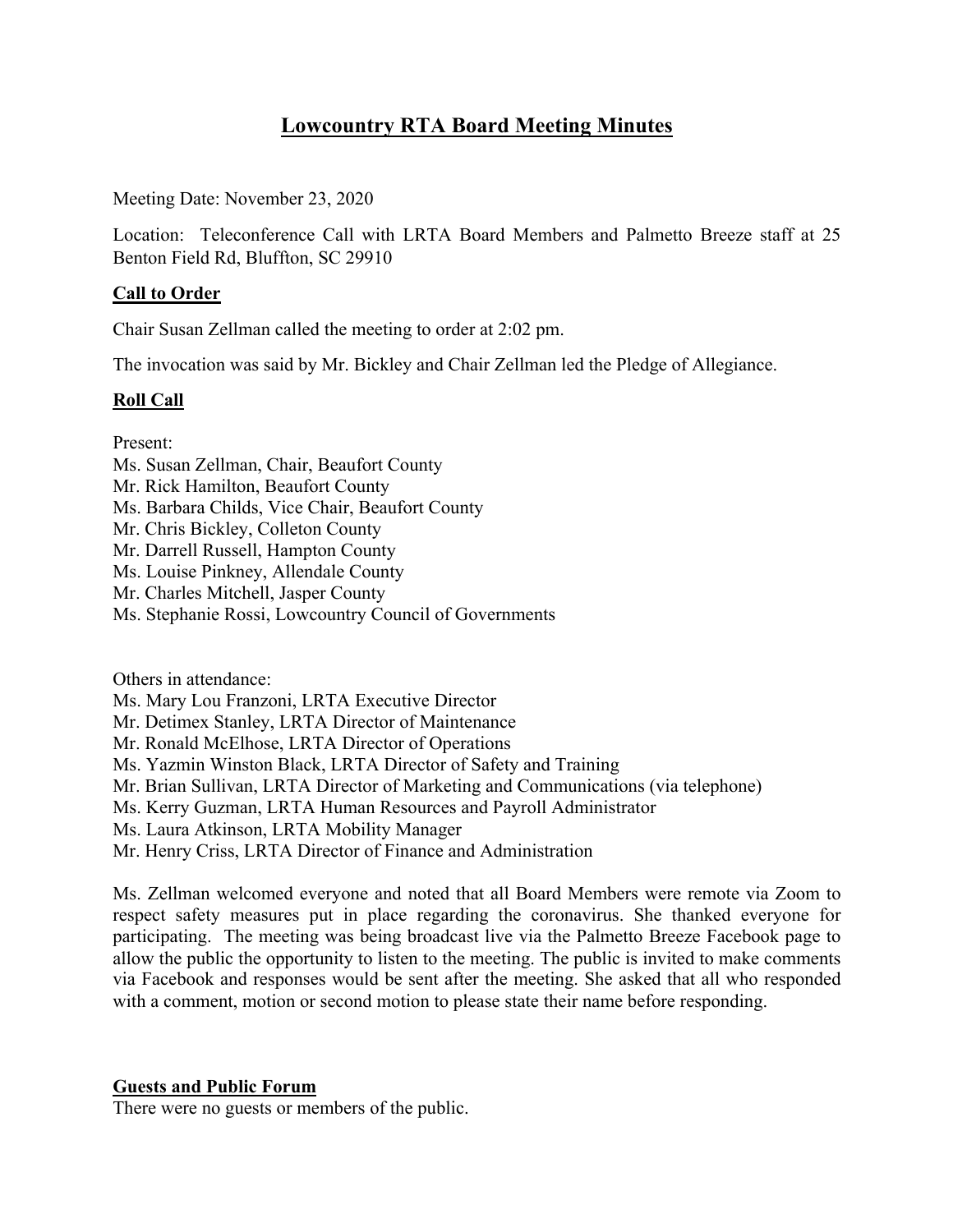# Lowcountry RTA Board Meeting Minutes

Meeting Date: November 23, 2020

Location: Teleconference Call with LRTA Board Members and Palmetto Breeze staff at 25 Benton Field Rd, Bluffton, SC 29910

## Call to Order

Chair Susan Zellman called the meeting to order at 2:02 pm.

The invocation was said by Mr. Bickley and Chair Zellman led the Pledge of Allegiance.

## Roll Call

Present:
Ms. Susan Zellman, Chair, Beaufort County
Mr. Rick Hamilton, Beaufort County
Ms. Barbara Childs, Vice Chair, Beaufort County
Mr. Chris Bickley, Colleton County
Mr. Darrell Russell, Hampton County
Ms. Louise Pinkney, Allendale County
Mr. Charles Mitchell, Jasper County
Ms. Stephanie Rossi, Lowcountry Council of Governments

Others in attendance:
Ms. Mary Lou Franzoni, LRTA Executive Director
Mr. Detimex Stanley, LRTA Director of Maintenance
Mr. Ronald McElhose, LRTA Director of Operations
Ms. Yazmin Winston Black, LRTA Director of Safety and Training
Mr. Brian Sullivan, LRTA Director of Marketing and Communications (via telephone)
Ms. Kerry Guzman, LRTA Human Resources and Payroll Administrator
Ms. Laura Atkinson, LRTA Mobility Manager
Mr. Henry Criss, LRTA Director of Finance and Administration

Ms. Zellman welcomed everyone and noted that all Board Members were remote via Zoom to respect safety measures put in place regarding the coronavirus. She thanked everyone for participating. The meeting was being broadcast live via the Palmetto Breeze Facebook page to allow the public the opportunity to listen to the meeting. The public is invited to make comments via Facebook and responses would be sent after the meeting. She asked that all who responded with a comment, motion or second motion to please state their name before responding.

## Guests and Public Forum

There were no guests or members of the public.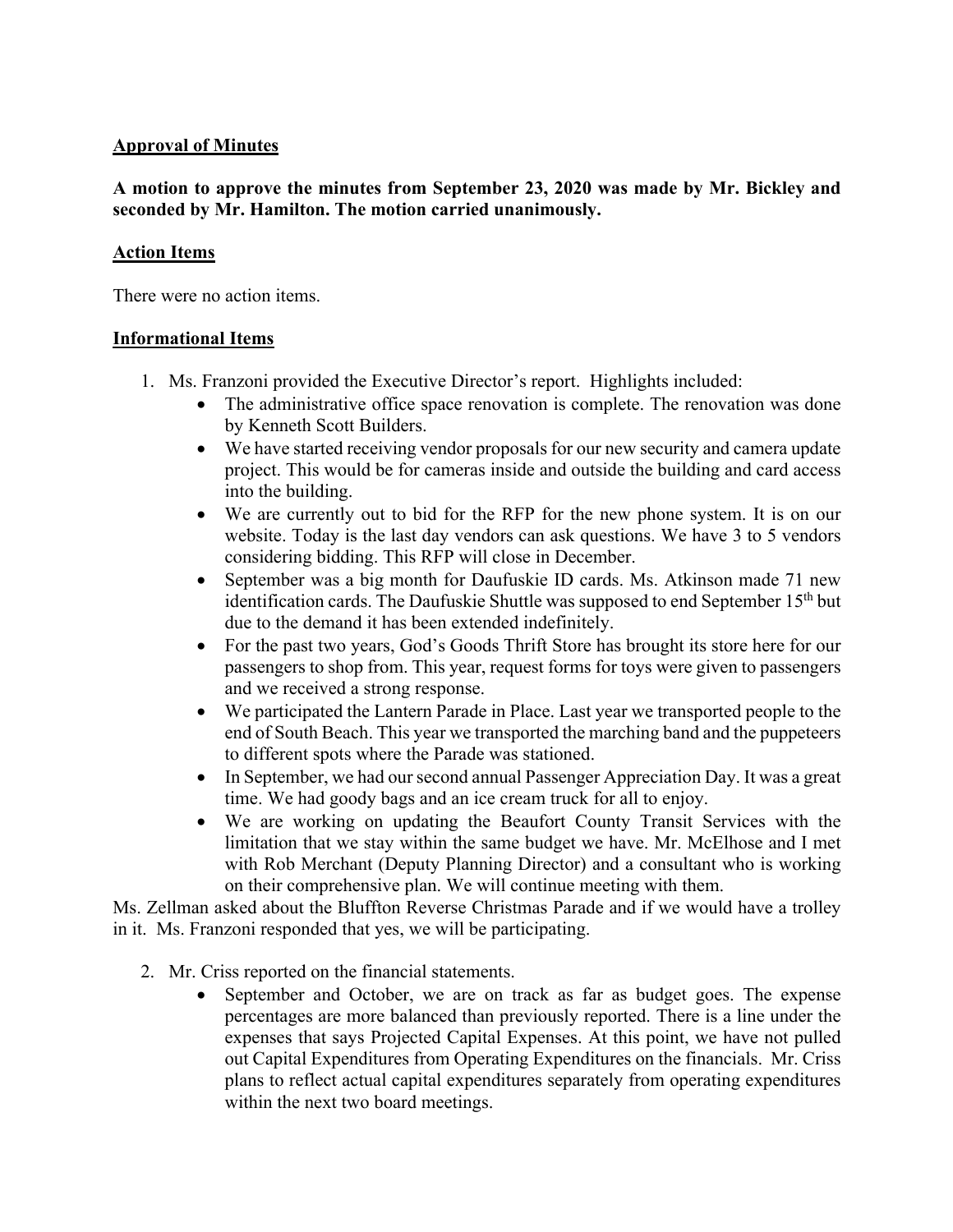**Approval of Minutes**

**A motion to approve the minutes from September 23, 2020 was made by Mr. Bickley and seconded by Mr. Hamilton. The motion carried unanimously.**

**Action Items**

There were no action items.

**Informational Items**

1. Ms. Franzoni provided the Executive Director's report. Highlights included:
   - The administrative office space renovation is complete. The renovation was done by Kenneth Scott Builders.
   - We have started receiving vendor proposals for our new security and camera update project. This would be for cameras inside and outside the building and card access into the building.
   - We are currently out to bid for the RFP for the new phone system. It is on our website. Today is the last day vendors can ask questions. We have 3 to 5 vendors considering bidding. This RFP will close in December.
   - September was a big month for Daufuskie ID cards. Ms. Atkinson made 71 new identification cards. The Daufuskie Shuttle was supposed to end September 15th but due to the demand it has been extended indefinitely.
   - For the past two years, God's Goods Thrift Store has brought its store here for our passengers to shop from. This year, request forms for toys were given to passengers and we received a strong response.
   - We participated the Lantern Parade in Place. Last year we transported people to the end of South Beach. This year we transported the marching band and the puppeteers to different spots where the Parade was stationed.
   - In September, we had our second annual Passenger Appreciation Day. It was a great time. We had goody bags and an ice cream truck for all to enjoy.
   - We are working on updating the Beaufort County Transit Services with the limitation that we stay within the same budget we have. Mr. McElhose and I met with Rob Merchant (Deputy Planning Director) and a consultant who is working on their comprehensive plan. We will continue meeting with them.

Ms. Zellman asked about the Bluffton Reverse Christmas Parade and if we would have a trolley in it. Ms. Franzoni responded that yes, we will be participating.

2. Mr. Criss reported on the financial statements.
   - September and October, we are on track as far as budget goes. The expense percentages are more balanced than previously reported. There is a line under the expenses that says Projected Capital Expenses. At this point, we have not pulled out Capital Expenditures from Operating Expenditures on the financials. Mr. Criss plans to reflect actual capital expenditures separately from operating expenditures within the next two board meetings.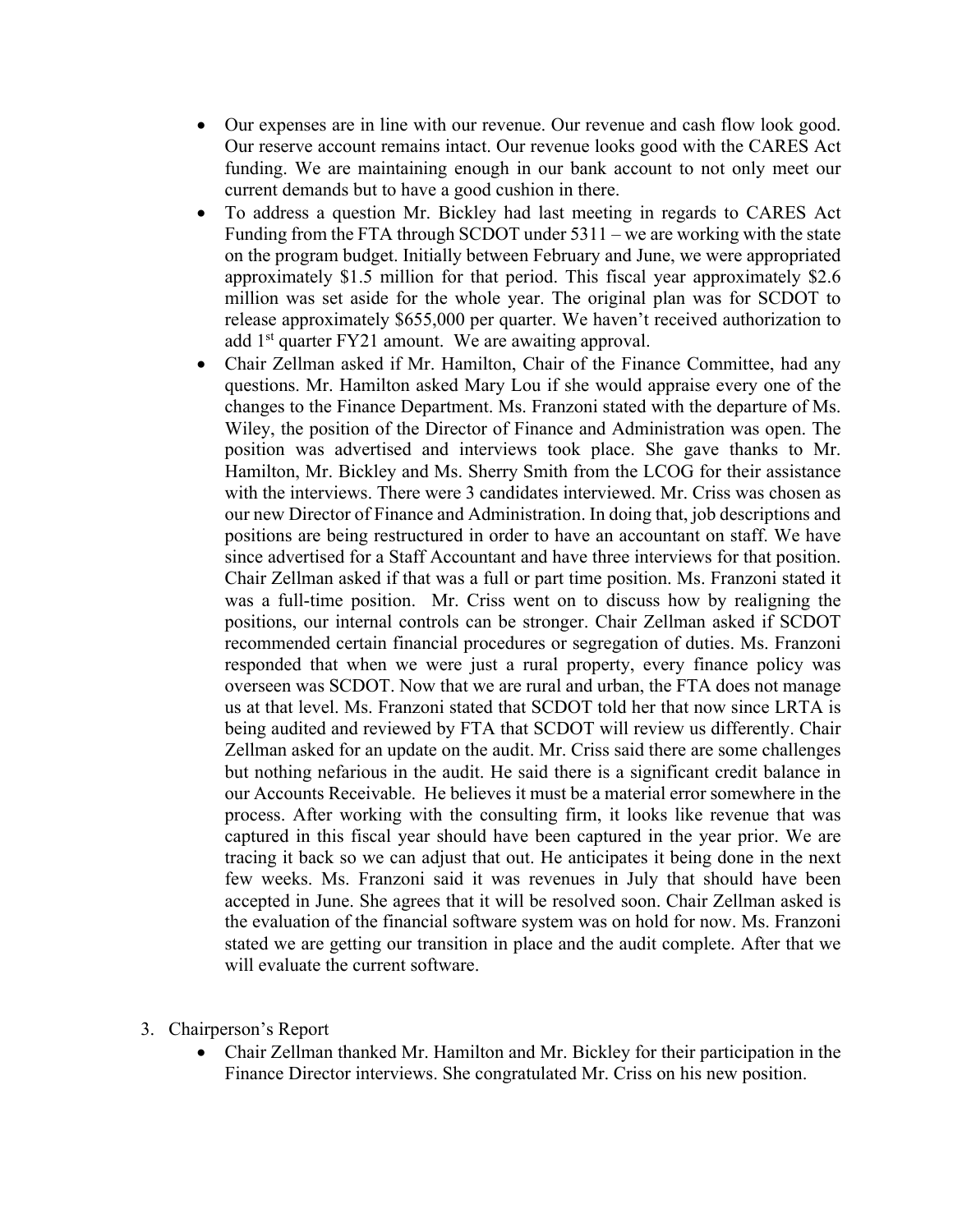- Our expenses are in line with our revenue. Our revenue and cash flow look good. Our reserve account remains intact. Our revenue looks good with the CARES Act funding. We are maintaining enough in our bank account to not only meet our current demands but to have a good cushion in there.
- To address a question Mr. Bickley had last meeting in regards to CARES Act Funding from the FTA through SCDOT under 5311 – we are working with the state on the program budget. Initially between February and June, we were appropriated approximately $1.5 million for that period. This fiscal year approximately $2.6 million was set aside for the whole year. The original plan was for SCDOT to release approximately $655,000 per quarter. We haven't received authorization to add 1st quarter FY21 amount. We are awaiting approval.
- Chair Zellman asked if Mr. Hamilton, Chair of the Finance Committee, had any questions. Mr. Hamilton asked Mary Lou if she would appraise every one of the changes to the Finance Department. Ms. Franzoni stated with the departure of Ms. Wiley, the position of the Director of Finance and Administration was open. The position was advertised and interviews took place. She gave thanks to Mr. Hamilton, Mr. Bickley and Ms. Sherry Smith from the LCOG for their assistance with the interviews. There were 3 candidates interviewed. Mr. Criss was chosen as our new Director of Finance and Administration. In doing that, job descriptions and positions are being restructured in order to have an accountant on staff. We have since advertised for a Staff Accountant and have three interviews for that position. Chair Zellman asked if that was a full or part time position. Ms. Franzoni stated it was a full-time position. Mr. Criss went on to discuss how by realigning the positions, our internal controls can be stronger. Chair Zellman asked if SCDOT recommended certain financial procedures or segregation of duties. Ms. Franzoni responded that when we were just a rural property, every finance policy was overseen was SCDOT. Now that we are rural and urban, the FTA does not manage us at that level. Ms. Franzoni stated that SCDOT told her that now since LRTA is being audited and reviewed by FTA that SCDOT will review us differently. Chair Zellman asked for an update on the audit. Mr. Criss said there are some challenges but nothing nefarious in the audit. He said there is a significant credit balance in our Accounts Receivable. He believes it must be a material error somewhere in the process. After working with the consulting firm, it looks like revenue that was captured in this fiscal year should have been captured in the year prior. We are tracing it back so we can adjust that out. He anticipates it being done in the next few weeks. Ms. Franzoni said it was revenues in July that should have been accepted in June. She agrees that it will be resolved soon. Chair Zellman asked is the evaluation of the financial software system was on hold for now. Ms. Franzoni stated we are getting our transition in place and the audit complete. After that we will evaluate the current software.

3. Chairperson's Report
   - Chair Zellman thanked Mr. Hamilton and Mr. Bickley for their participation in the Finance Director interviews. She congratulated Mr. Criss on his new position.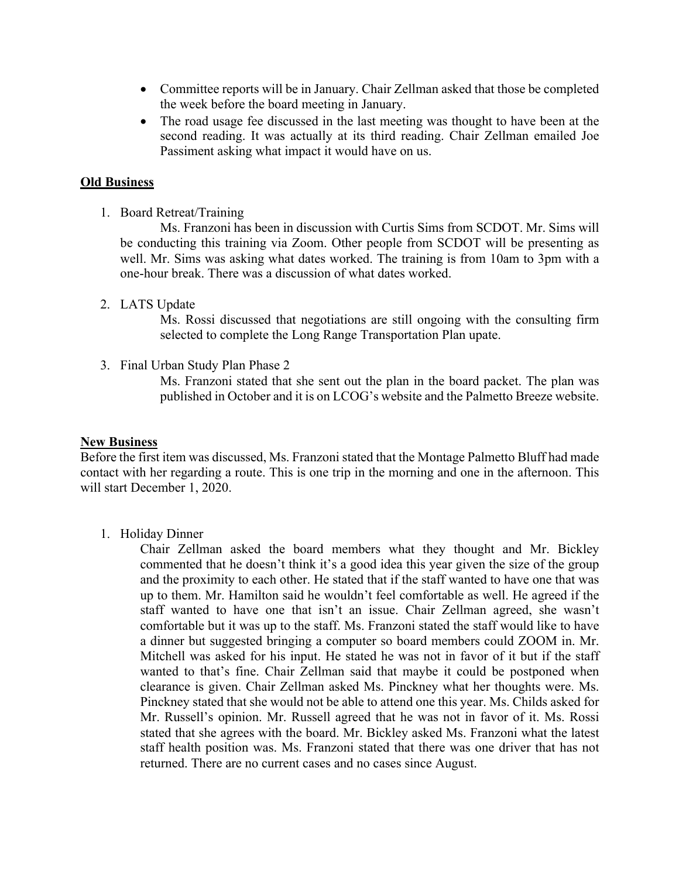- Committee reports will be in January. Chair Zellman asked that those be completed the week before the board meeting in January.
- The road usage fee discussed in the last meeting was thought to have been at the second reading. It was actually at its third reading. Chair Zellman emailed Joe Passiment asking what impact it would have on us.

**Old Business**

1. Board Retreat/Training

   Ms. Franzoni has been in discussion with Curtis Sims from SCDOT. Mr. Sims will be conducting this training via Zoom. Other people from SCDOT will be presenting as well. Mr. Sims was asking what dates worked. The training is from 10am to 3pm with a one-hour break. There was a discussion of what dates worked.

2. LATS Update

   Ms. Rossi discussed that negotiations are still ongoing with the consulting firm selected to complete the Long Range Transportation Plan upate.

3. Final Urban Study Plan Phase 2

   Ms. Franzoni stated that she sent out the plan in the board packet. The plan was published in October and it is on LCOG's website and the Palmetto Breeze website.

**New Business**

Before the first item was discussed, Ms. Franzoni stated that the Montage Palmetto Bluff had made contact with her regarding a route. This is one trip in the morning and one in the afternoon. This will start December 1, 2020.

1. Holiday Dinner

   Chair Zellman asked the board members what they thought and Mr. Bickley commented that he doesn't think it's a good idea this year given the size of the group and the proximity to each other. He stated that if the staff wanted to have one that was up to them. Mr. Hamilton said he wouldn't feel comfortable as well. He agreed if the staff wanted to have one that isn't an issue. Chair Zellman agreed, she wasn't comfortable but it was up to the staff. Ms. Franzoni stated the staff would like to have a dinner but suggested bringing a computer so board members could ZOOM in. Mr. Mitchell was asked for his input. He stated he was not in favor of it but if the staff wanted to that's fine. Chair Zellman said that maybe it could be postponed when clearance is given. Chair Zellman asked Ms. Pinckney what her thoughts were. Ms. Pinckney stated that she would not be able to attend one this year. Ms. Childs asked for Mr. Russell's opinion. Mr. Russell agreed that he was not in favor of it. Ms. Rossi stated that she agrees with the board. Mr. Bickley asked Ms. Franzoni what the latest staff health position was. Ms. Franzoni stated that there was one driver that has not returned. There are no current cases and no cases since August.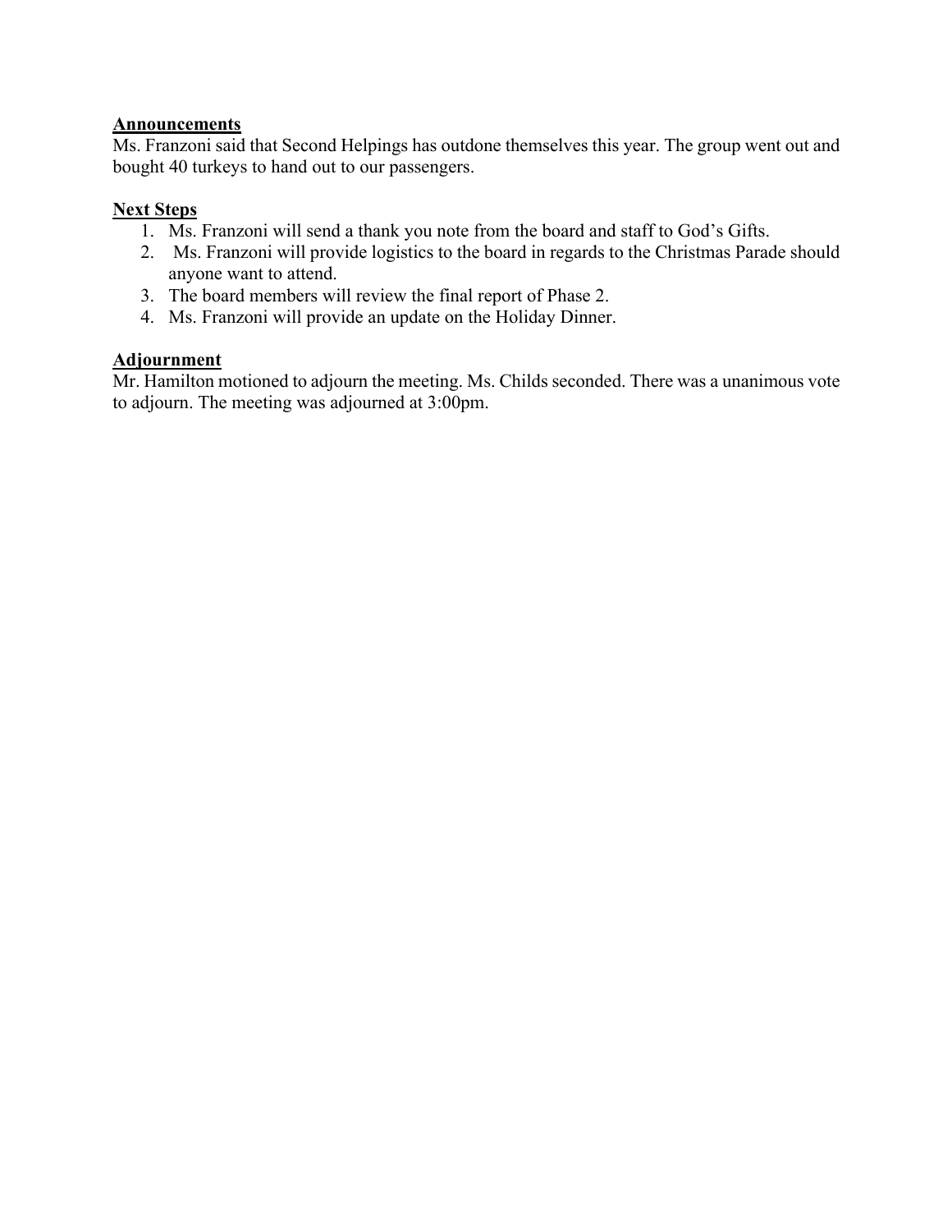## Announcements

Ms. Franzoni said that Second Helpings has outdone themselves this year. The group went out and bought 40 turkeys to hand out to our passengers.

## Next Steps

1. Ms. Franzoni will send a thank you note from the board and staff to God's Gifts.
2. Ms. Franzoni will provide logistics to the board in regards to the Christmas Parade should anyone want to attend.
3. The board members will review the final report of Phase 2.
4. Ms. Franzoni will provide an update on the Holiday Dinner.

## Adjournment

Mr. Hamilton motioned to adjourn the meeting. Ms. Childs seconded. There was a unanimous vote to adjourn. The meeting was adjourned at 3:00pm.